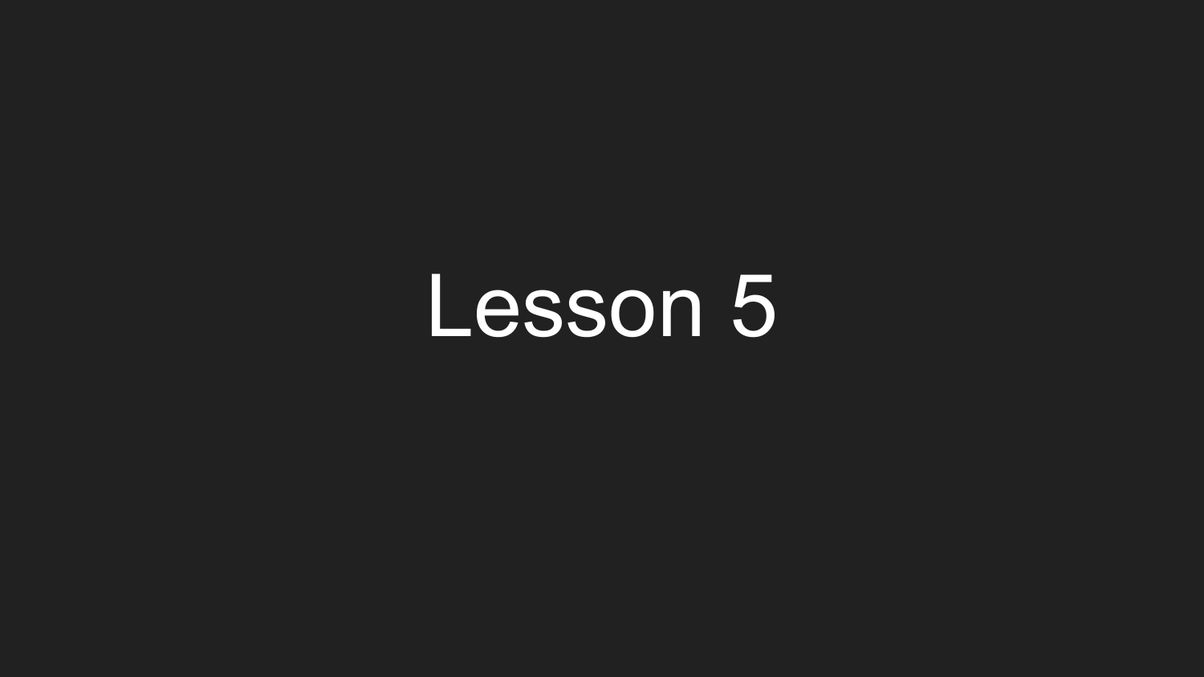# Lesson 5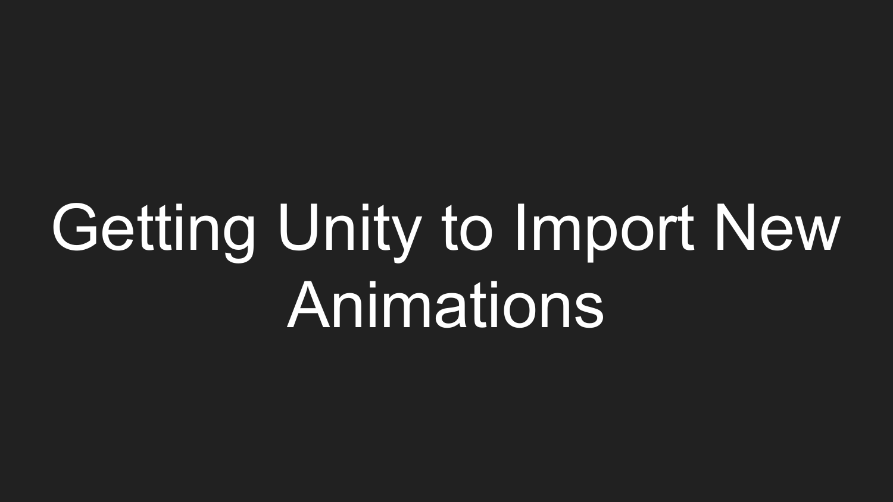# Getting Unity to Import New Animations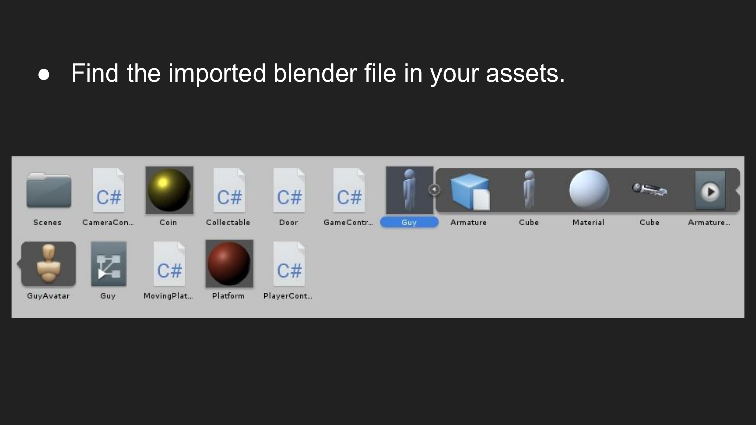- Find the imported blender file in your assets.

Scenes CameraCon... Coin Collectable Door GameContr... Guy Armature Cube Material Cube Armature...

GuyAvatar Guy MovingPlat... Platform PlayerCont...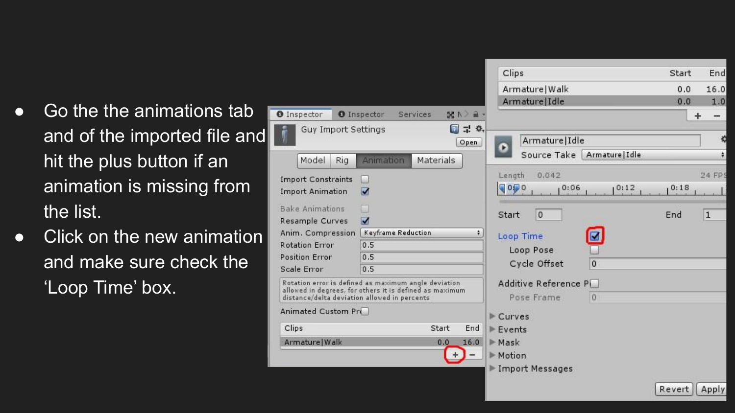- Go the the animations tab and of the imported file and hit the plus button if an animation is missing from the list.
- Click on the new animation and make sure check the 'Loop Time' box.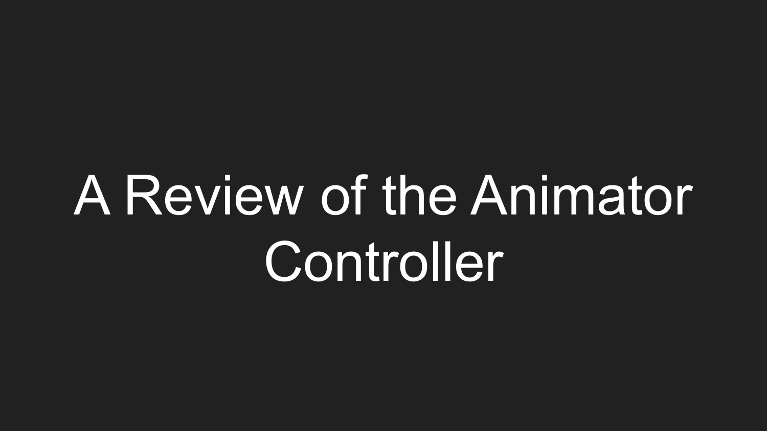# A Review of the Animator Controller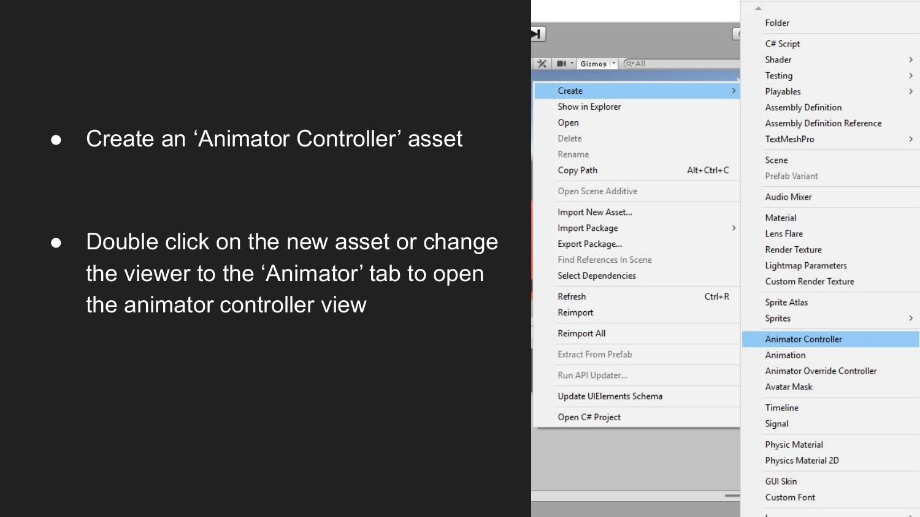- Create an ‘Animator Controller’ asset

- Double click on the new asset or change the viewer to the ‘Animator’ tab to open the animator controller view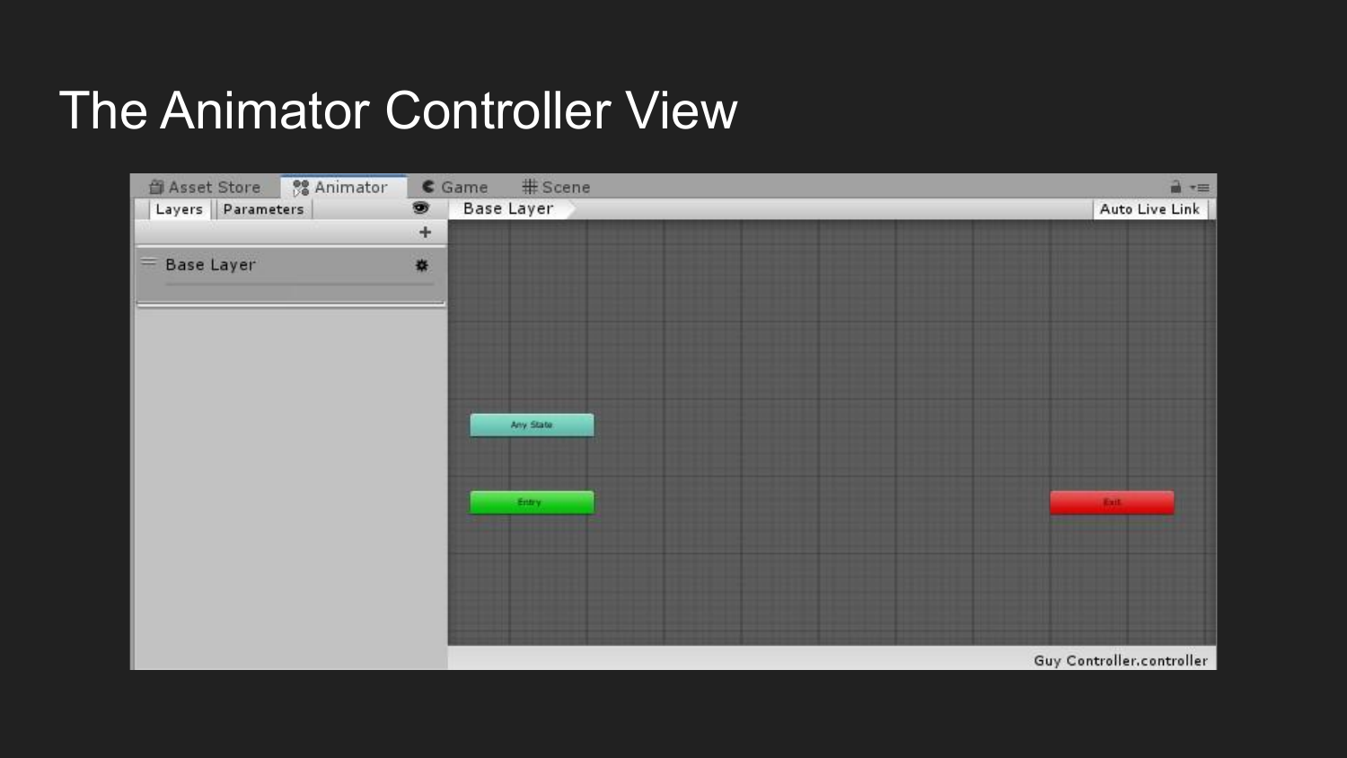# The Animator Controller View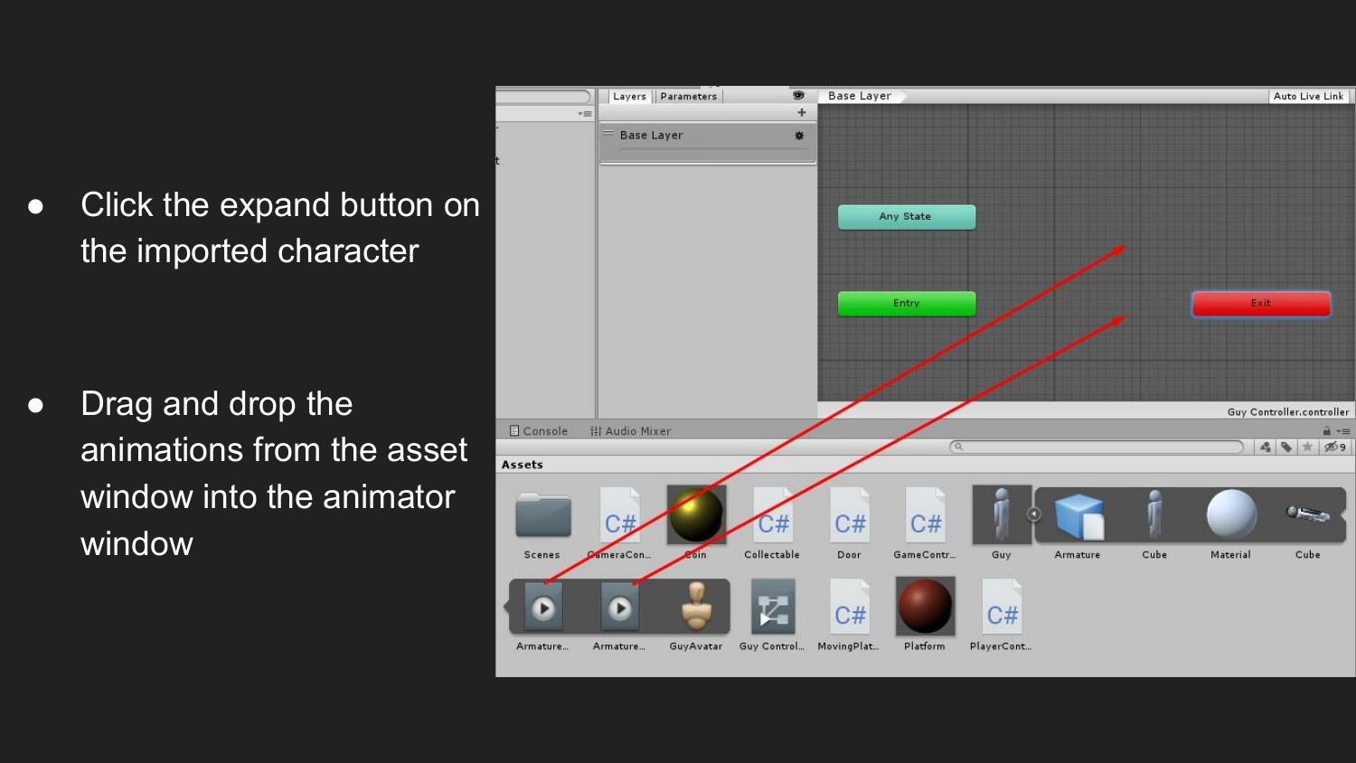- Click the expand button on the imported character

- Drag and drop the animations from the asset window into the animator window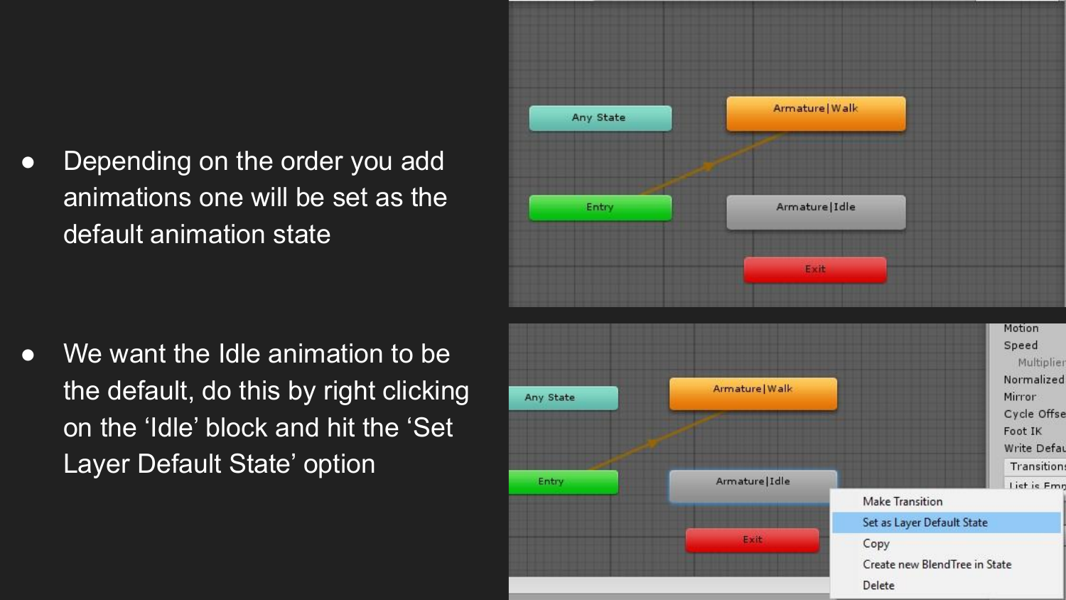- Depending on the order you add animations one will be set as the default animation state

- We want the Idle animation to be the default, do this by right clicking on the ‘Idle’ block and hit the ‘Set Layer Default State’ option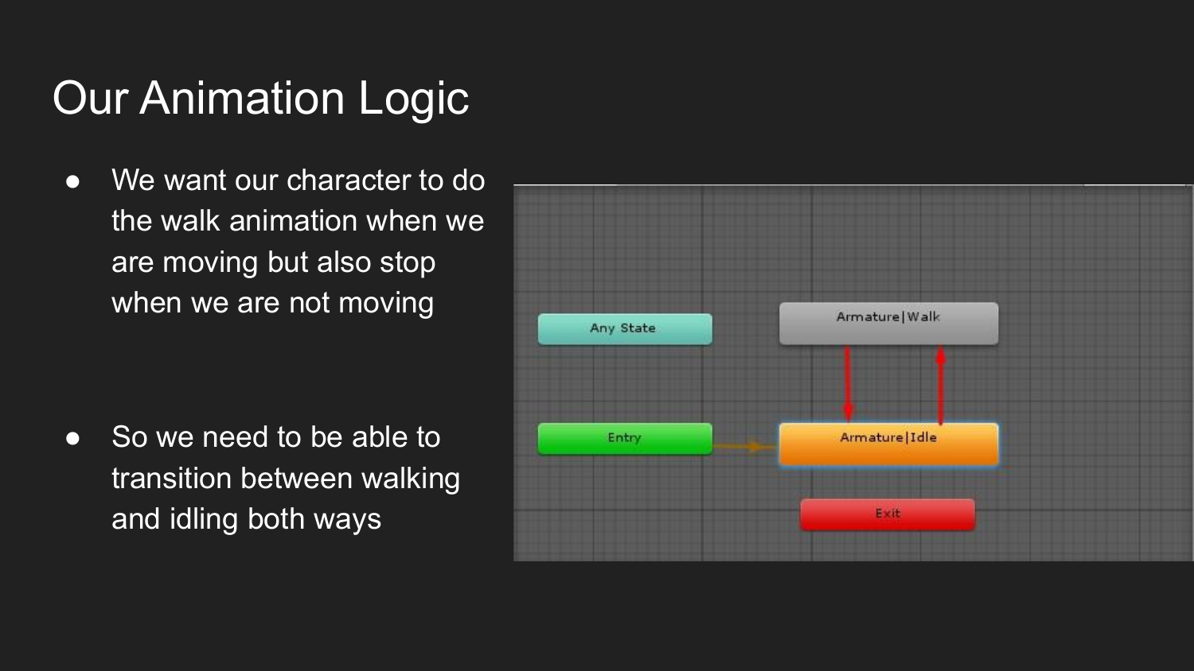# Our Animation Logic

- We want our character to do the walk animation when we are moving but also stop when we are not moving

- So we need to be able to transition between walking and idling both ways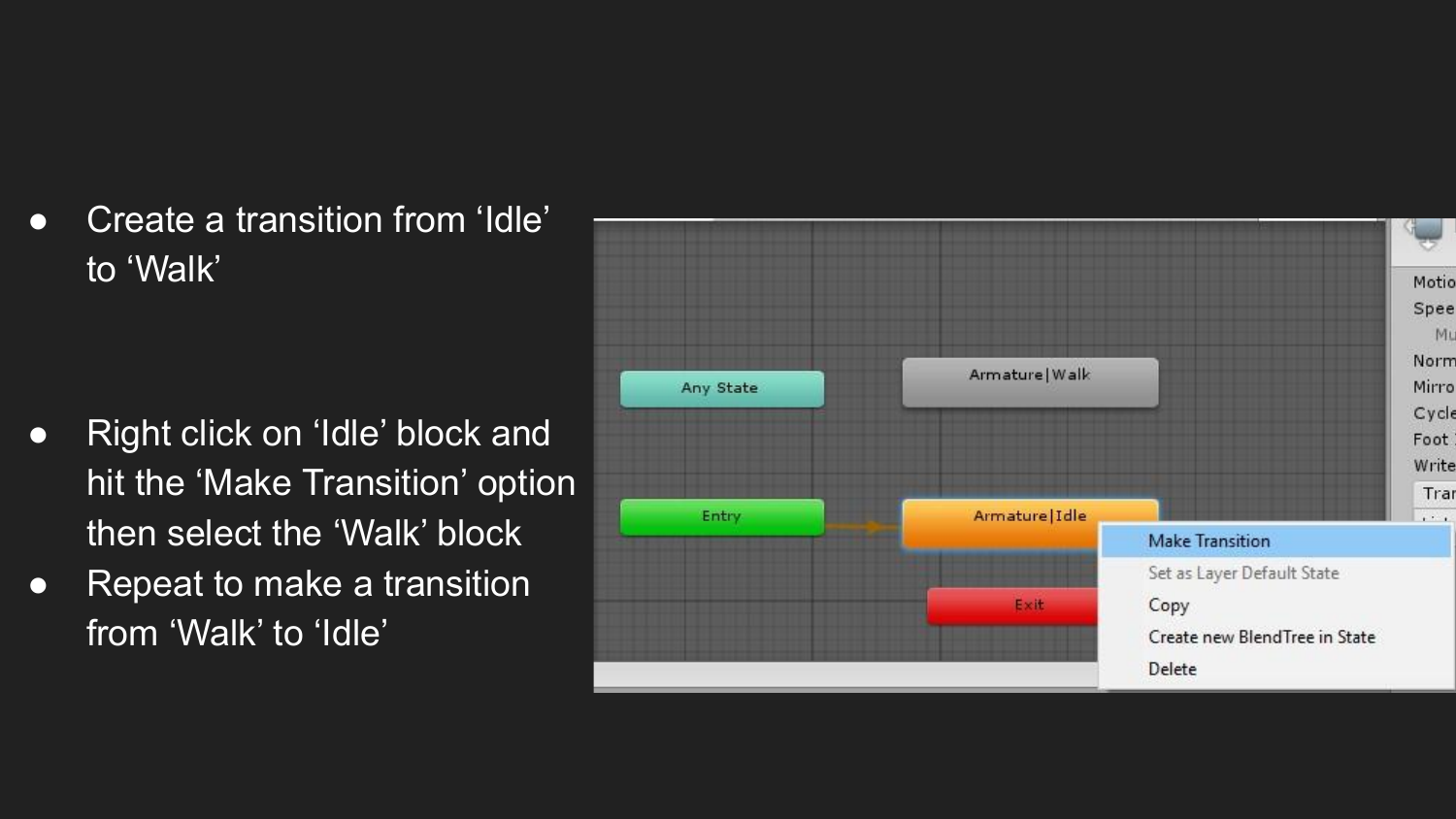- Create a transition from ‘Idle’ to ‘Walk’

- Right click on ‘Idle’ block and hit the ‘Make Transition’ option then select the ‘Walk’ block
- Repeat to make a transition from ‘Walk’ to ‘Idle’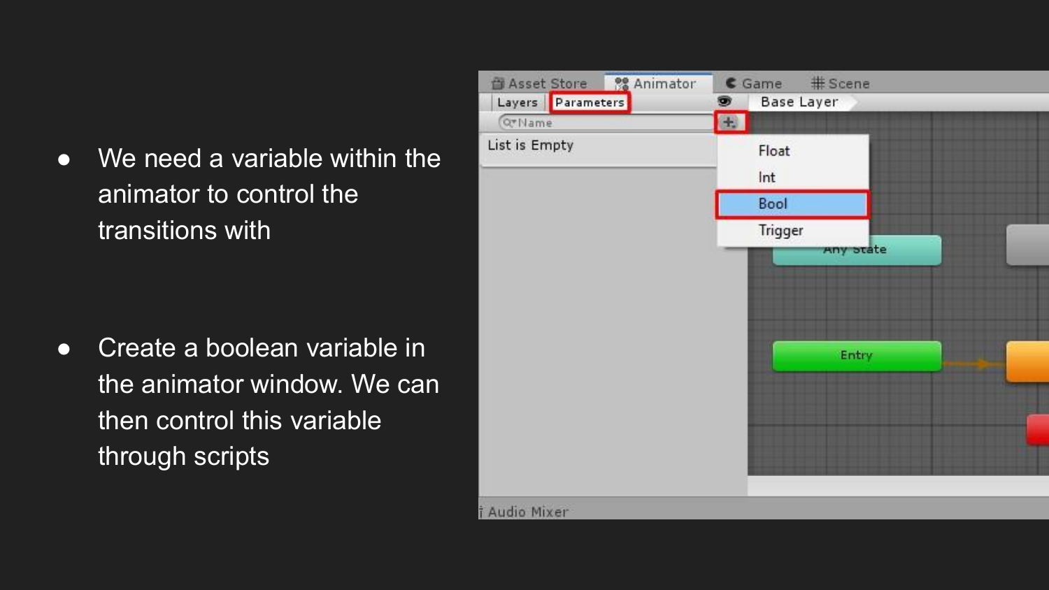- We need a variable within the animator to control the transitions with

- Create a boolean variable in the animator window. We can then control this variable through scripts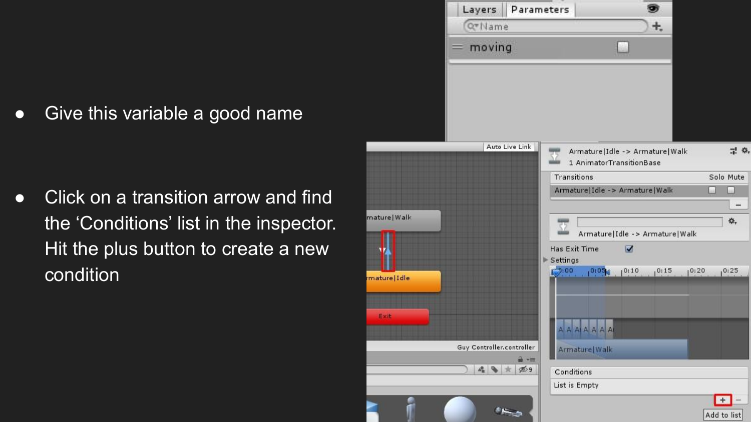- Give this variable a good name

- Click on a transition arrow and find the 'Conditions' list in the inspector. Hit the plus button to create a new condition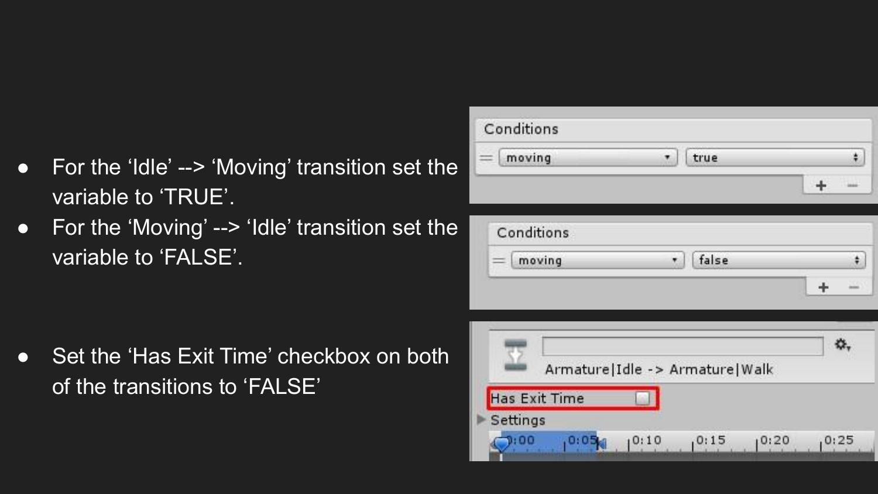- For the ‘Idle’ --> ‘Moving’ transition set the variable to ‘TRUE’.
- For the ‘Moving’ --> ‘Idle’ transition set the variable to ‘FALSE’.

- Set the ‘Has Exit Time’ checkbox on both of the transitions to ‘FALSE’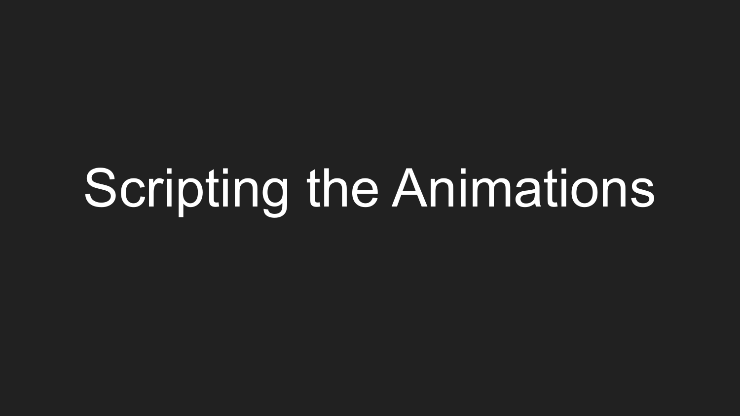# Scripting the Animations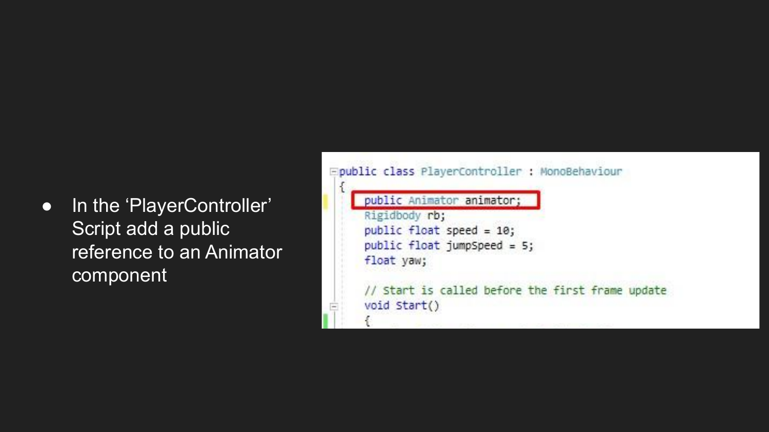- In the 'PlayerController' Script add a public reference to an Animator component

```
public class PlayerController : MonoBehaviour
{
    public Animator animator;
    Rigidbody rb;
    public float speed = 10;
    public float jumpSpeed = 5;
    float yaw;

    // Start is called before the first frame update
    void Start()
    {
```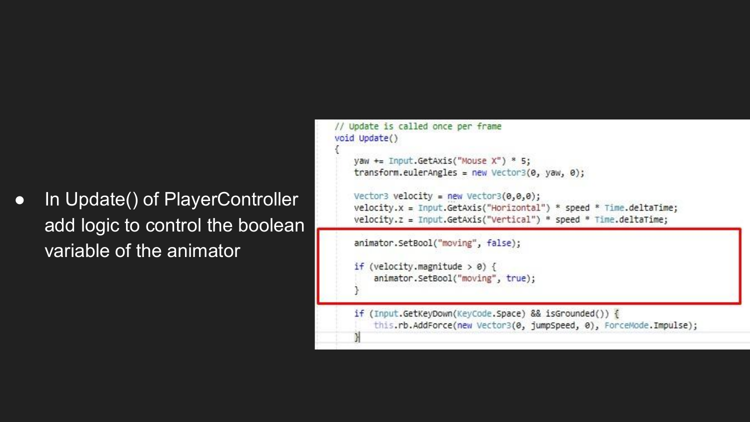- In Update() of PlayerController add logic to control the boolean variable of the animator

```csharp
// Update is called once per frame
void Update()
{
    yaw += Input.GetAxis("Mouse X") * 5;
    transform.eulerAngles = new Vector3(0, yaw, 0);

    Vector3 velocity = new Vector3(0,0,0);
    velocity.x = Input.GetAxis("Horizontal") * speed * Time.deltaTime;
    velocity.z = Input.GetAxis("Vertical") * speed * Time.deltaTime;

    animator.SetBool("moving", false);

    if (velocity.magnitude > 0) {
        animator.SetBool("moving", true);
    }

    if (Input.GetKeyDown(KeyCode.Space) && isGrounded()) {
        this.rb.AddForce(new Vector3(0, jumpSpeed, 0), ForceMode.Impulse);
    }
```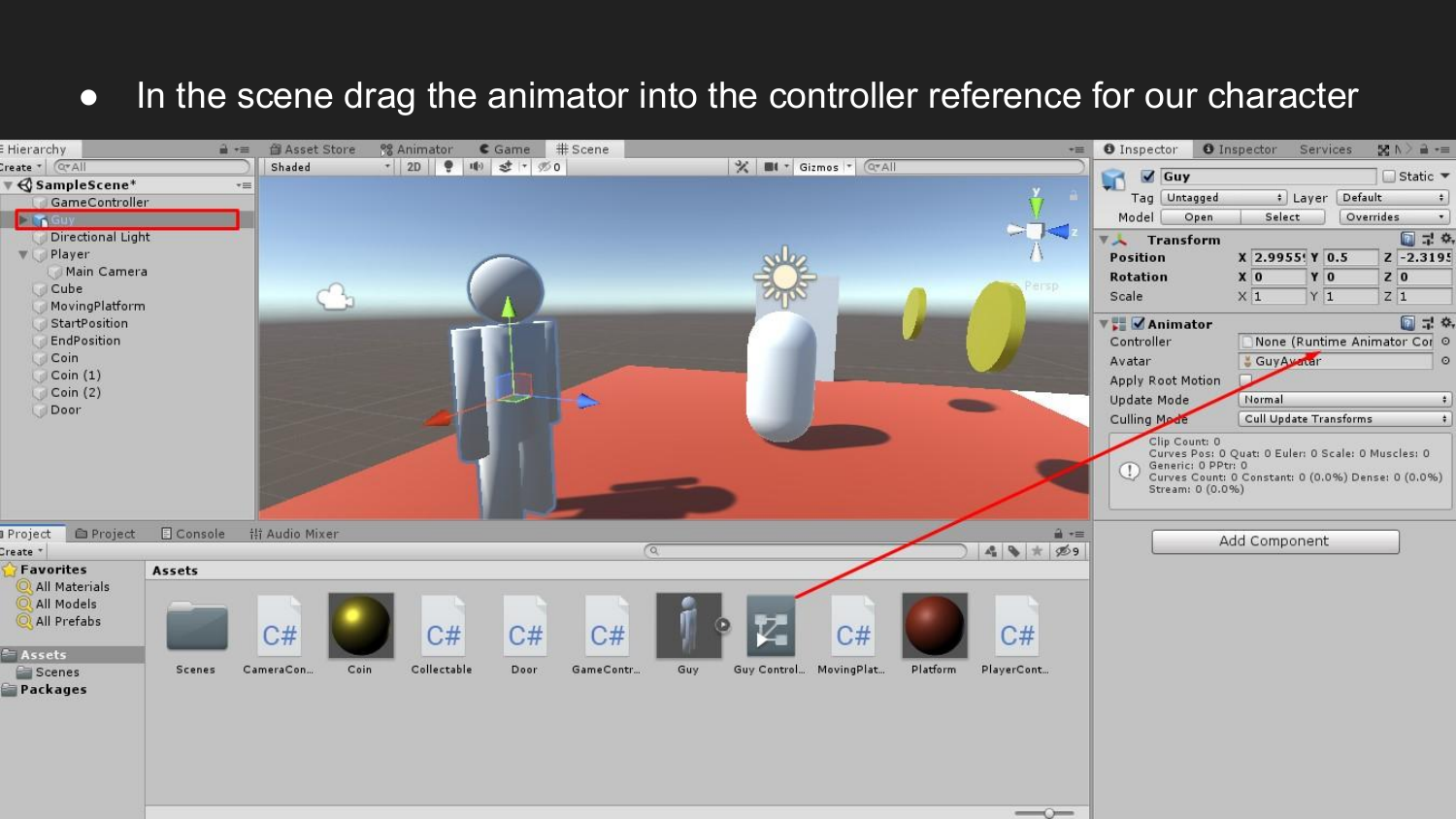- In the scene drag the animator into the controller reference for our character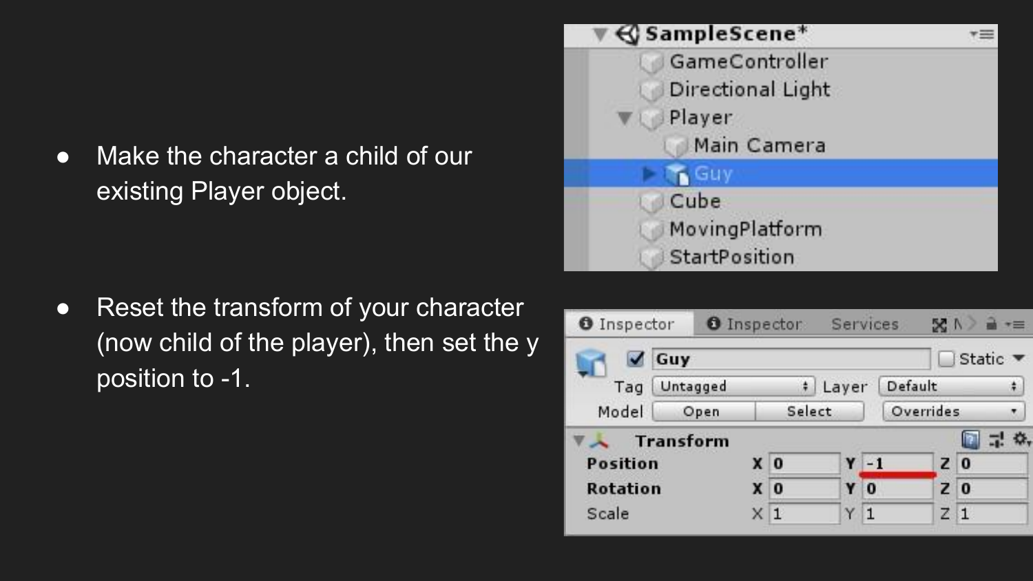- Make the character a child of our existing Player object.

- Reset the transform of your character (now child of the player), then set the y position to -1.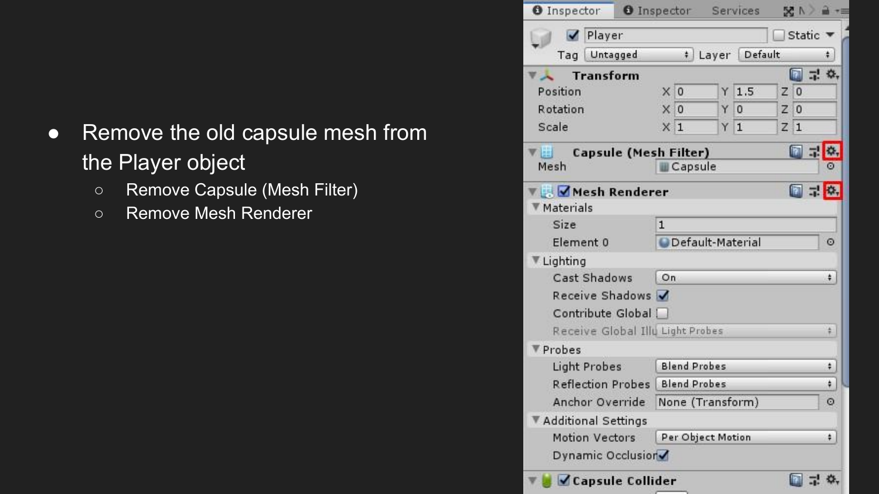- Remove the old capsule mesh from the Player object
  - Remove Capsule (Mesh Filter)
  - Remove Mesh Renderer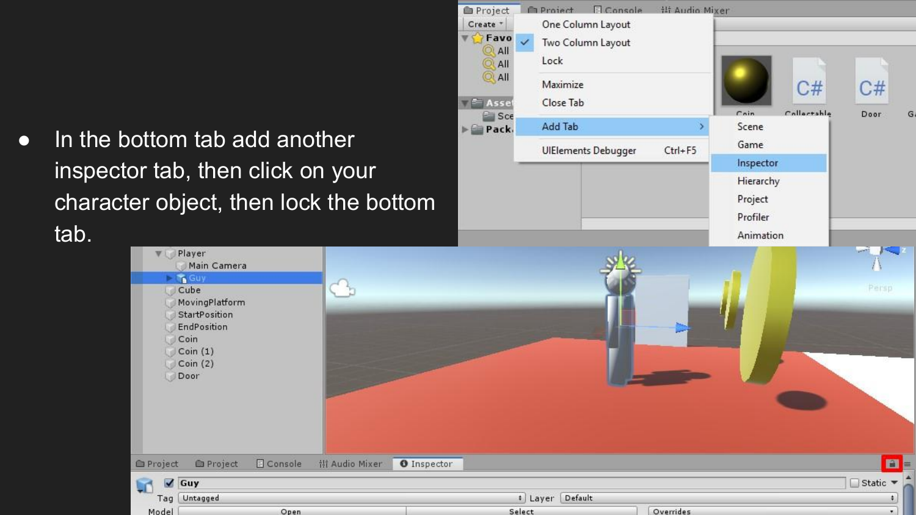- In the bottom tab add another inspector tab, then click on your character object, then lock the bottom tab.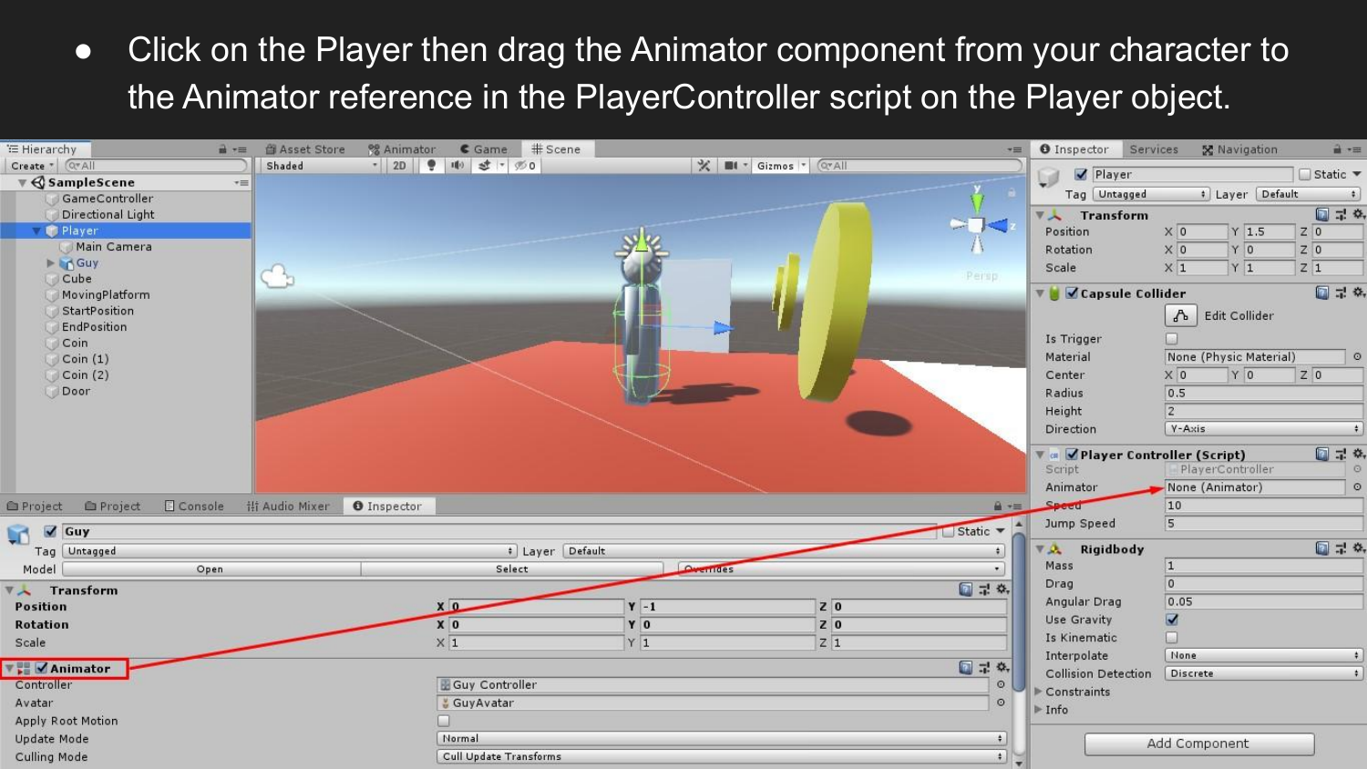- Click on the Player then drag the Animator component from your character to the Animator reference in the PlayerController script on the Player object.